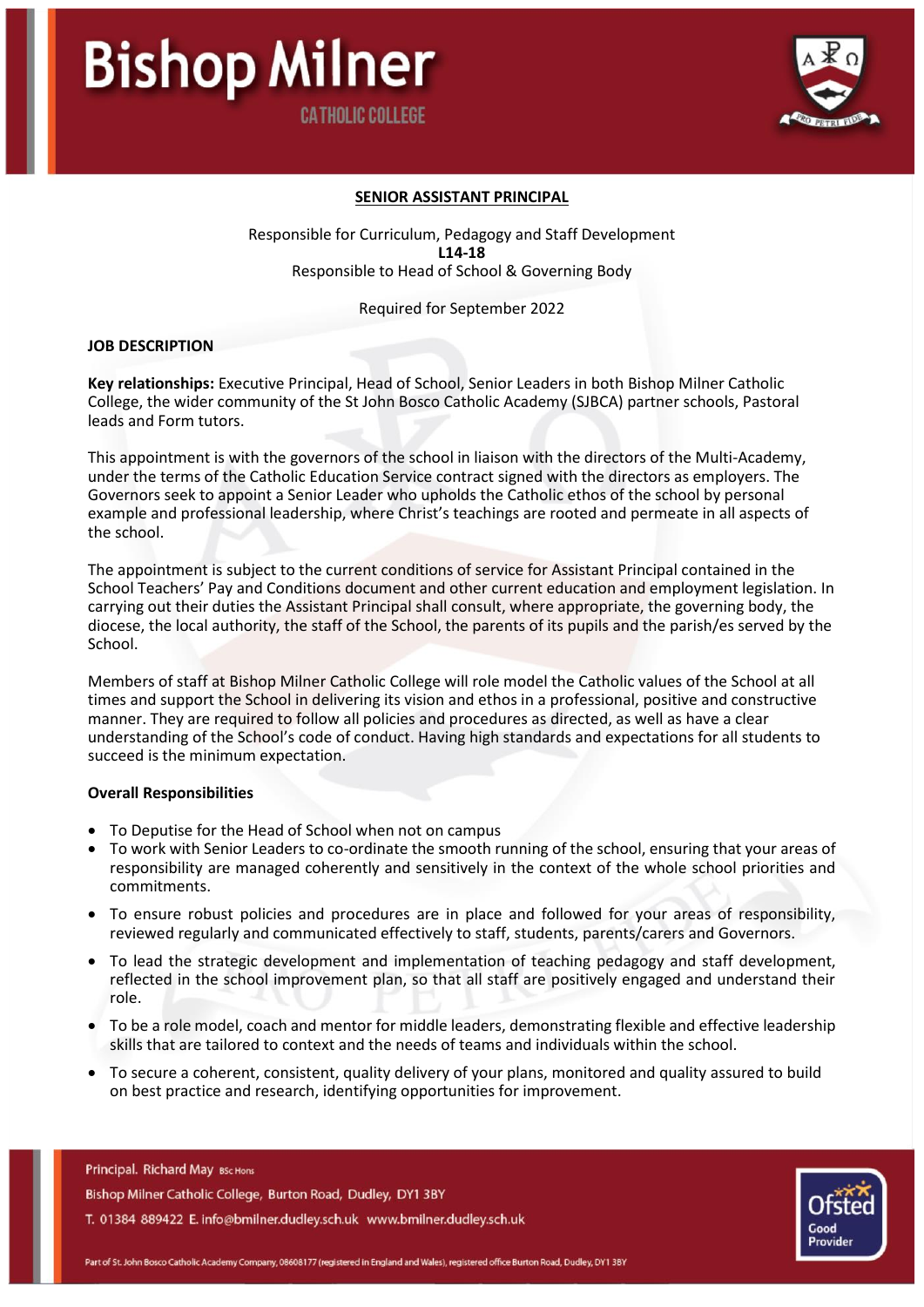# SENIOR ASSISTANT PRINCIPAL

Responsible for Curriculum, Pedagogy and Staff Development
**L14-18**
Responsible to Head of School & Governing Body

Required for September 2022

## JOB DESCRIPTION

**Key relationships:** Executive Principal, Head of School, Senior Leaders in both Bishop Milner Catholic College, the wider community of the St John Bosco Catholic Academy (SJBCA) partner schools, Pastoral leads and Form tutors.

This appointment is with the governors of the school in liaison with the directors of the Multi-Academy, under the terms of the Catholic Education Service contract signed with the directors as employers. The Governors seek to appoint a Senior Leader who upholds the Catholic ethos of the school by personal example and professional leadership, where Christ's teachings are rooted and permeate in all aspects of the school.

The appointment is subject to the current conditions of service for Assistant Principal contained in the School Teachers' Pay and Conditions document and other current education and employment legislation. In carrying out their duties the Assistant Principal shall consult, where appropriate, the governing body, the diocese, the local authority, the staff of the School, the parents of its pupils and the parish/es served by the School.

Members of staff at Bishop Milner Catholic College will role model the Catholic values of the School at all times and support the School in delivering its vision and ethos in a professional, positive and constructive manner. They are required to follow all policies and procedures as directed, as well as have a clear understanding of the School's code of conduct. Having high standards and expectations for all students to succeed is the minimum expectation.

### Overall Responsibilities

- To Deputise for the Head of School when not on campus
- To work with Senior Leaders to co-ordinate the smooth running of the school, ensuring that your areas of responsibility are managed coherently and sensitively in the context of the whole school priorities and commitments.
- To ensure robust policies and procedures are in place and followed for your areas of responsibility, reviewed regularly and communicated effectively to staff, students, parents/carers and Governors.
- To lead the strategic development and implementation of teaching pedagogy and staff development, reflected in the school improvement plan, so that all staff are positively engaged and understand their role.
- To be a role model, coach and mentor for middle leaders, demonstrating flexible and effective leadership skills that are tailored to context and the needs of teams and individuals within the school.
- To secure a coherent, consistent, quality delivery of your plans, monitored and quality assured to build on best practice and research, identifying opportunities for improvement.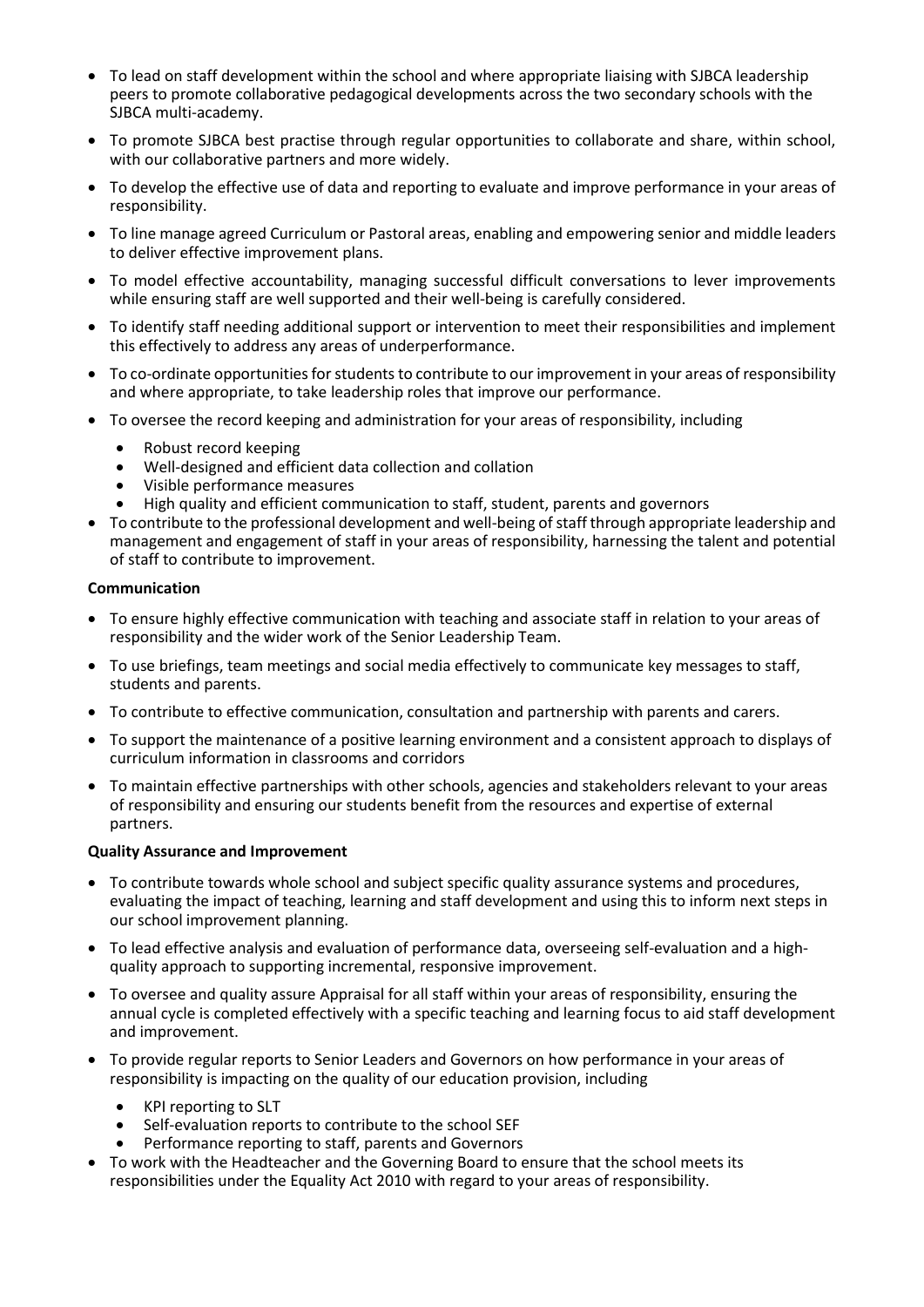- To lead on staff development within the school and where appropriate liaising with SJBCA leadership peers to promote collaborative pedagogical developments across the two secondary schools with the SJBCA multi-academy.
- To promote SJBCA best practise through regular opportunities to collaborate and share, within school, with our collaborative partners and more widely.
- To develop the effective use of data and reporting to evaluate and improve performance in your areas of responsibility.
- To line manage agreed Curriculum or Pastoral areas, enabling and empowering senior and middle leaders to deliver effective improvement plans.
- To model effective accountability, managing successful difficult conversations to lever improvements while ensuring staff are well supported and their well-being is carefully considered.
- To identify staff needing additional support or intervention to meet their responsibilities and implement this effectively to address any areas of underperformance.
- To co-ordinate opportunities for students to contribute to our improvement in your areas of responsibility and where appropriate, to take leadership roles that improve our performance.
- To oversee the record keeping and administration for your areas of responsibility, including
  - Robust record keeping
  - Well-designed and efficient data collection and collation
  - Visible performance measures
  - High quality and efficient communication to staff, student, parents and governors
- To contribute to the professional development and well-being of staff through appropriate leadership and management and engagement of staff in your areas of responsibility, harnessing the talent and potential of staff to contribute to improvement.

**Communication**

- To ensure highly effective communication with teaching and associate staff in relation to your areas of responsibility and the wider work of the Senior Leadership Team.
- To use briefings, team meetings and social media effectively to communicate key messages to staff, students and parents.
- To contribute to effective communication, consultation and partnership with parents and carers.
- To support the maintenance of a positive learning environment and a consistent approach to displays of curriculum information in classrooms and corridors
- To maintain effective partnerships with other schools, agencies and stakeholders relevant to your areas of responsibility and ensuring our students benefit from the resources and expertise of external partners.

**Quality Assurance and Improvement**

- To contribute towards whole school and subject specific quality assurance systems and procedures, evaluating the impact of teaching, learning and staff development and using this to inform next steps in our school improvement planning.
- To lead effective analysis and evaluation of performance data, overseeing self-evaluation and a high-quality approach to supporting incremental, responsive improvement.
- To oversee and quality assure Appraisal for all staff within your areas of responsibility, ensuring the annual cycle is completed effectively with a specific teaching and learning focus to aid staff development and improvement.
- To provide regular reports to Senior Leaders and Governors on how performance in your areas of responsibility is impacting on the quality of our education provision, including
  - KPI reporting to SLT
  - Self-evaluation reports to contribute to the school SEF
  - Performance reporting to staff, parents and Governors
- To work with the Headteacher and the Governing Board to ensure that the school meets its responsibilities under the Equality Act 2010 with regard to your areas of responsibility.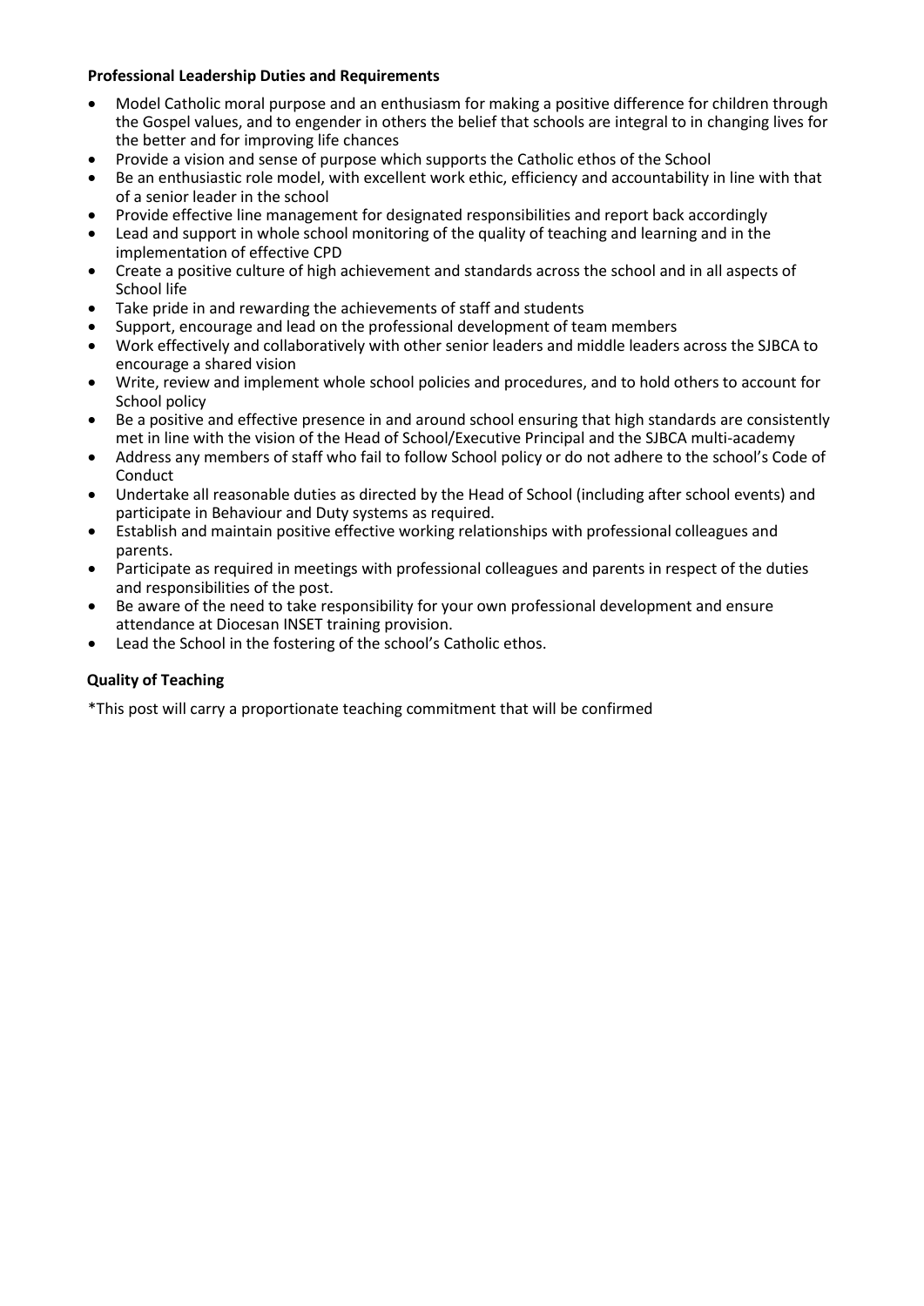**Professional Leadership Duties and Requirements**

- Model Catholic moral purpose and an enthusiasm for making a positive difference for children through the Gospel values, and to engender in others the belief that schools are integral to in changing lives for the better and for improving life chances
- Provide a vision and sense of purpose which supports the Catholic ethos of the School
- Be an enthusiastic role model, with excellent work ethic, efficiency and accountability in line with that of a senior leader in the school
- Provide effective line management for designated responsibilities and report back accordingly
- Lead and support in whole school monitoring of the quality of teaching and learning and in the implementation of effective CPD
- Create a positive culture of high achievement and standards across the school and in all aspects of School life
- Take pride in and rewarding the achievements of staff and students
- Support, encourage and lead on the professional development of team members
- Work effectively and collaboratively with other senior leaders and middle leaders across the SJBCA to encourage a shared vision
- Write, review and implement whole school policies and procedures, and to hold others to account for School policy
- Be a positive and effective presence in and around school ensuring that high standards are consistently met in line with the vision of the Head of School/Executive Principal and the SJBCA multi-academy
- Address any members of staff who fail to follow School policy or do not adhere to the school's Code of Conduct
- Undertake all reasonable duties as directed by the Head of School (including after school events) and participate in Behaviour and Duty systems as required.
- Establish and maintain positive effective working relationships with professional colleagues and parents.
- Participate as required in meetings with professional colleagues and parents in respect of the duties and responsibilities of the post.
- Be aware of the need to take responsibility for your own professional development and ensure attendance at Diocesan INSET training provision.
- Lead the School in the fostering of the school's Catholic ethos.

**Quality of Teaching**

*This post will carry a proportionate teaching commitment that will be confirmed